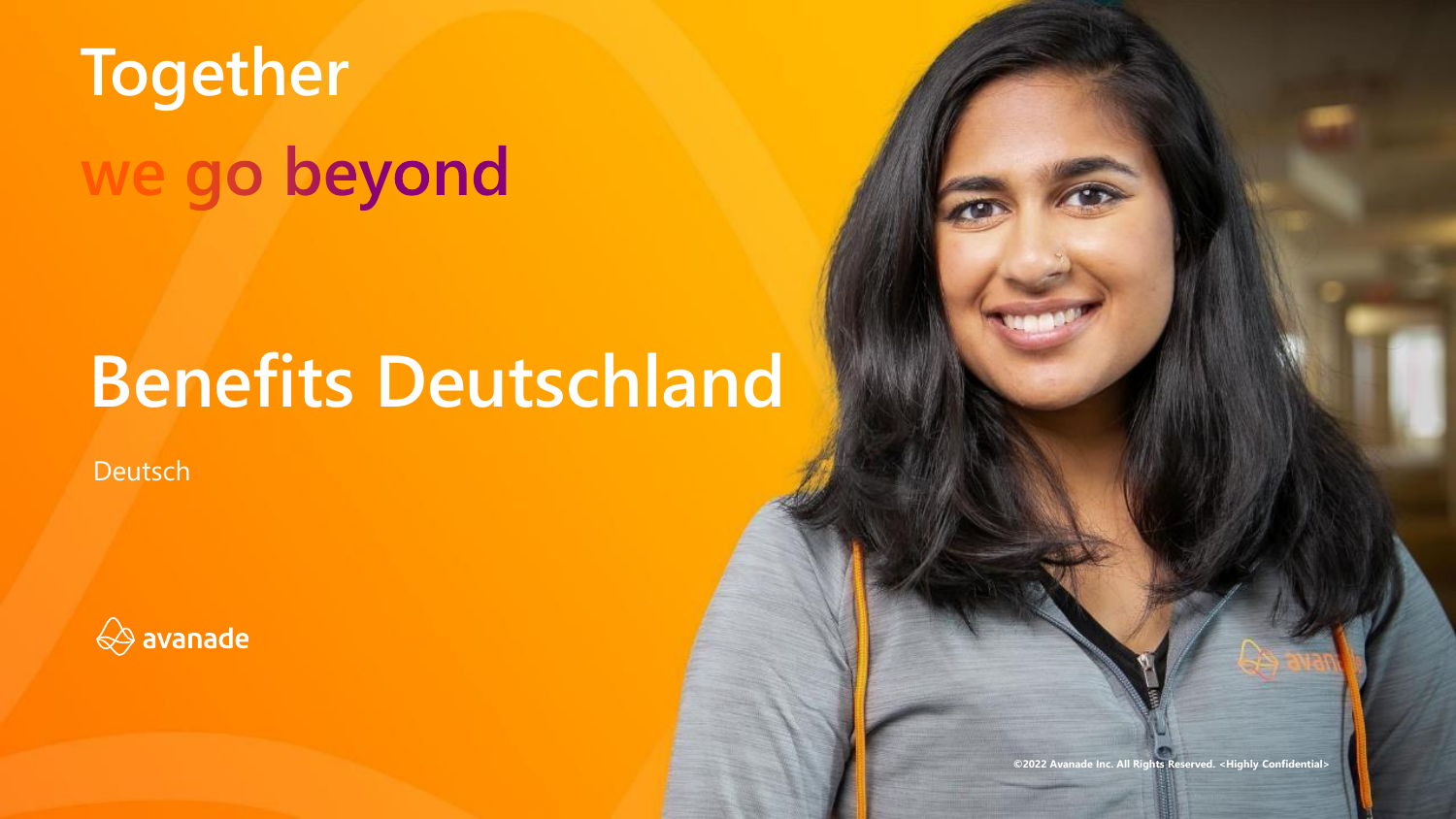# Together
# we go beyond

# Benefits Deutschland

Deutsch

avanade

©2022 Avanade Inc. All Rights Reserved. <Highly Confidential>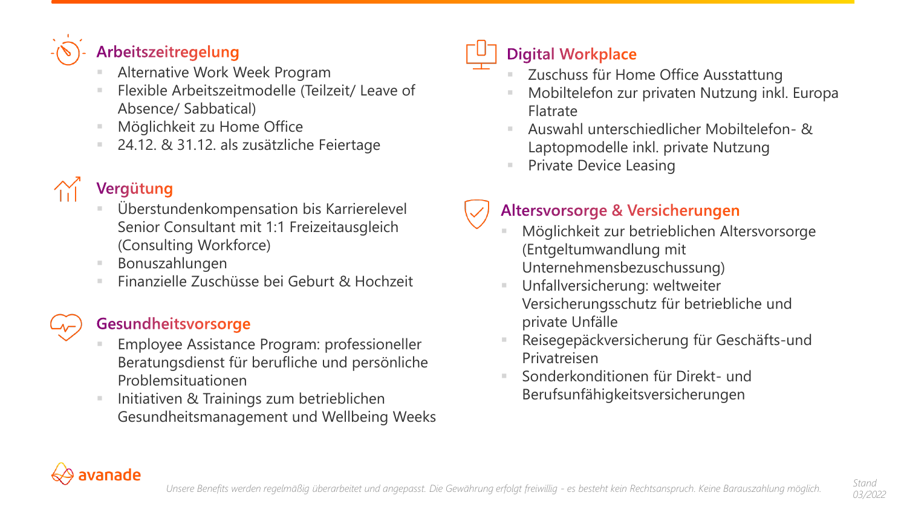## Arbeitszeitregelung

- Alternative Work Week Program
- Flexible Arbeitszeitmodelle (Teilzeit/ Leave of Absence/ Sabbatical)
- Möglichkeit zu Home Office
- 24.12. & 31.12. als zusätzliche Feiertage

## Vergütung

- Überstundenkompensation bis Karrierelevel Senior Consultant mit 1:1 Freizeitausgleich (Consulting Workforce)
- Bonuszahlungen
- Finanzielle Zuschüsse bei Geburt & Hochzeit

## Gesundheitsvorsorge

- Employee Assistance Program: professioneller Beratungsdienst für berufliche und persönliche Problemsituationen
- Initiativen & Trainings zum betrieblichen Gesundheitsmanagement und Wellbeing Weeks

## Digital Workplace

- Zuschuss für Home Office Ausstattung
- Mobiltelefon zur privaten Nutzung inkl. Europa Flatrate
- Auswahl unterschiedlicher Mobiltelefon- & Laptopmodelle inkl. private Nutzung
- Private Device Leasing

## Altersvorsorge & Versicherungen

- Möglichkeit zur betrieblichen Altersvorsorge (Entgeltumwandlung mit Unternehmensbezuschussung)
- Unfallversicherung: weltweiter Versicherungsschutz für betriebliche und private Unfälle
- Reisegepäckversicherung für Geschäfts-und Privatreisen
- Sonderkonditionen für Direkt- und Berufsunfähigkeitsversicherungen

avanade

*Unsere Benefits werden regelmäßig überarbeitet und angepasst. Die Gewährung erfolgt freiwillig - es besteht kein Rechtsanspruch. Keine Barauszahlung möglich.*

*Stand 03/2022*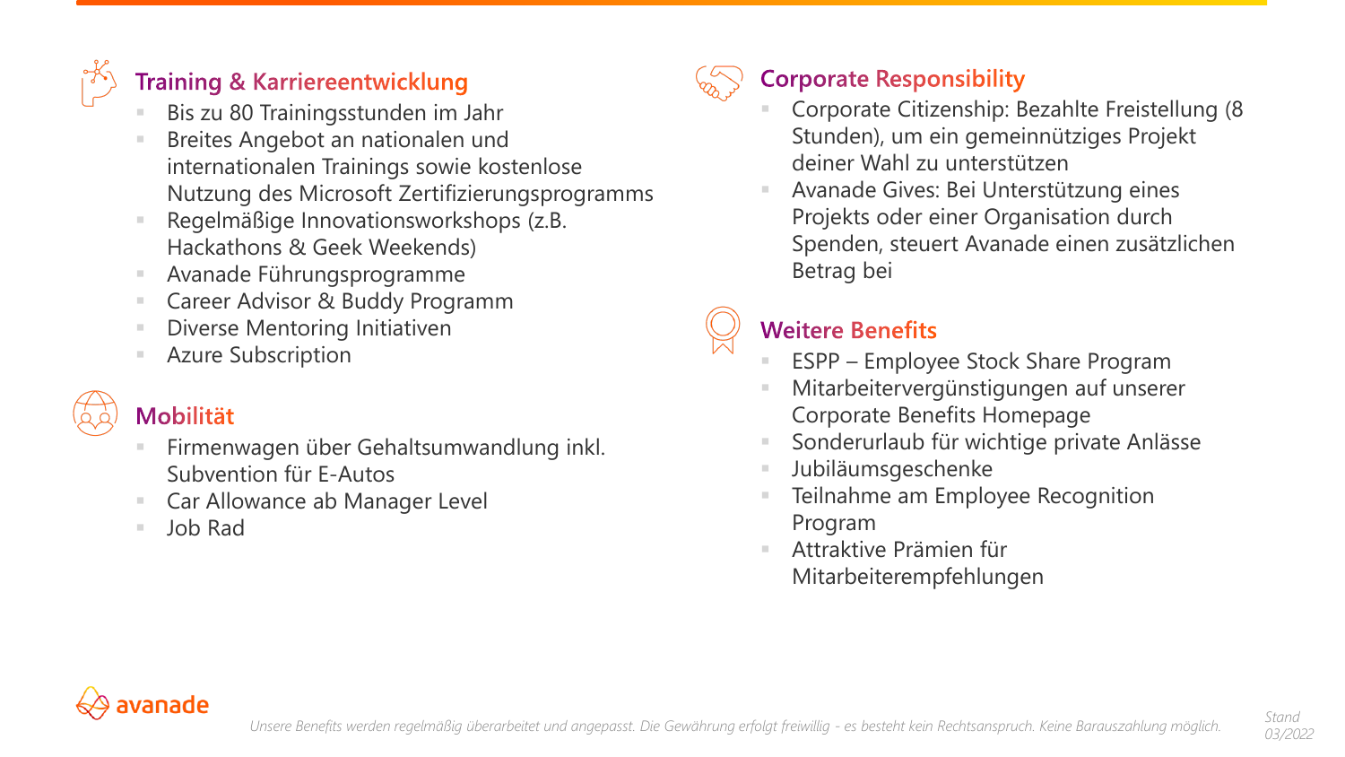## Training & Karriereentwicklung

- Bis zu 80 Trainingsstunden im Jahr
- Breites Angebot an nationalen und internationalen Trainings sowie kostenlose Nutzung des Microsoft Zertifizierungsprogramms
- Regelmäßige Innovationsworkshops (z.B. Hackathons & Geek Weekends)
- Avanade Führungsprogramme
- Career Advisor & Buddy Programm
- Diverse Mentoring Initiativen
- Azure Subscription

## Mobilität

- Firmenwagen über Gehaltsumwandlung inkl. Subvention für E-Autos
- Car Allowance ab Manager Level
- Job Rad

## Corporate Responsibility

- Corporate Citizenship: Bezahlte Freistellung (8 Stunden), um ein gemeinnütziges Projekt deiner Wahl zu unterstützen
- Avanade Gives: Bei Unterstützung eines Projekts oder einer Organisation durch Spenden, steuert Avanade einen zusätzlichen Betrag bei

## Weitere Benefits

- ESPP – Employee Stock Share Program
- Mitarbeitervergünstigungen auf unserer Corporate Benefits Homepage
- Sonderurlaub für wichtige private Anlässe
- Jubiläumsgeschenke
- Teilnahme am Employee Recognition Program
- Attraktive Prämien für Mitarbeiterempfehlungen

avanade

*Unsere Benefits werden regelmäßig überarbeitet und angepasst. Die Gewährung erfolgt freiwillig - es besteht kein Rechtsanspruch. Keine Barauszahlung möglich.*

*Stand 03/2022*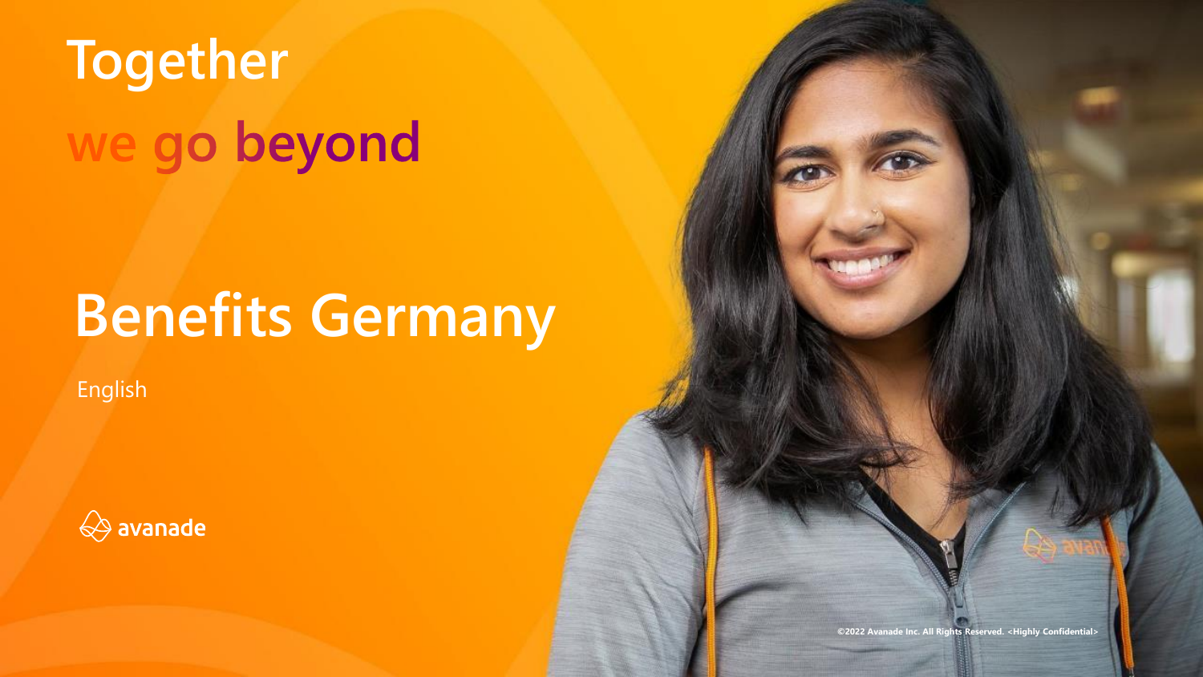# Together

# we go beyond

## Benefits Germany

English

avanade

©2022 Avanade Inc. All Rights Reserved. <Highly Confidential>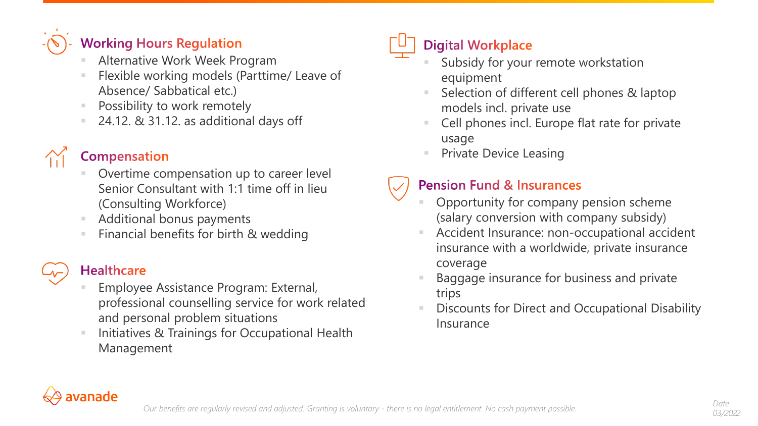## Working Hours Regulation

- Alternative Work Week Program
- Flexible working models (Parttime/ Leave of Absence/ Sabbatical etc.)
- Possibility to work remotely
- 24.12. & 31.12. as additional days off

## Compensation

- Overtime compensation up to career level Senior Consultant with 1:1 time off in lieu (Consulting Workforce)
- Additional bonus payments
- Financial benefits for birth & wedding

## Healthcare

- Employee Assistance Program: External, professional counselling service for work related and personal problem situations
- Initiatives & Trainings for Occupational Health Management

## Digital Workplace

- Subsidy for your remote workstation equipment
- Selection of different cell phones & laptop models incl. private use
- Cell phones incl. Europe flat rate for private usage
- Private Device Leasing

## Pension Fund & Insurances

- Opportunity for company pension scheme (salary conversion with company subsidy)
- Accident Insurance: non-occupational accident insurance with a worldwide, private insurance coverage
- Baggage insurance for business and private trips
- Discounts for Direct and Occupational Disability Insurance

*Our benefits are regularly revised and adjusted. Granting is voluntary - there is no legal entitlement. No cash payment possible.*

*Date 03/2022*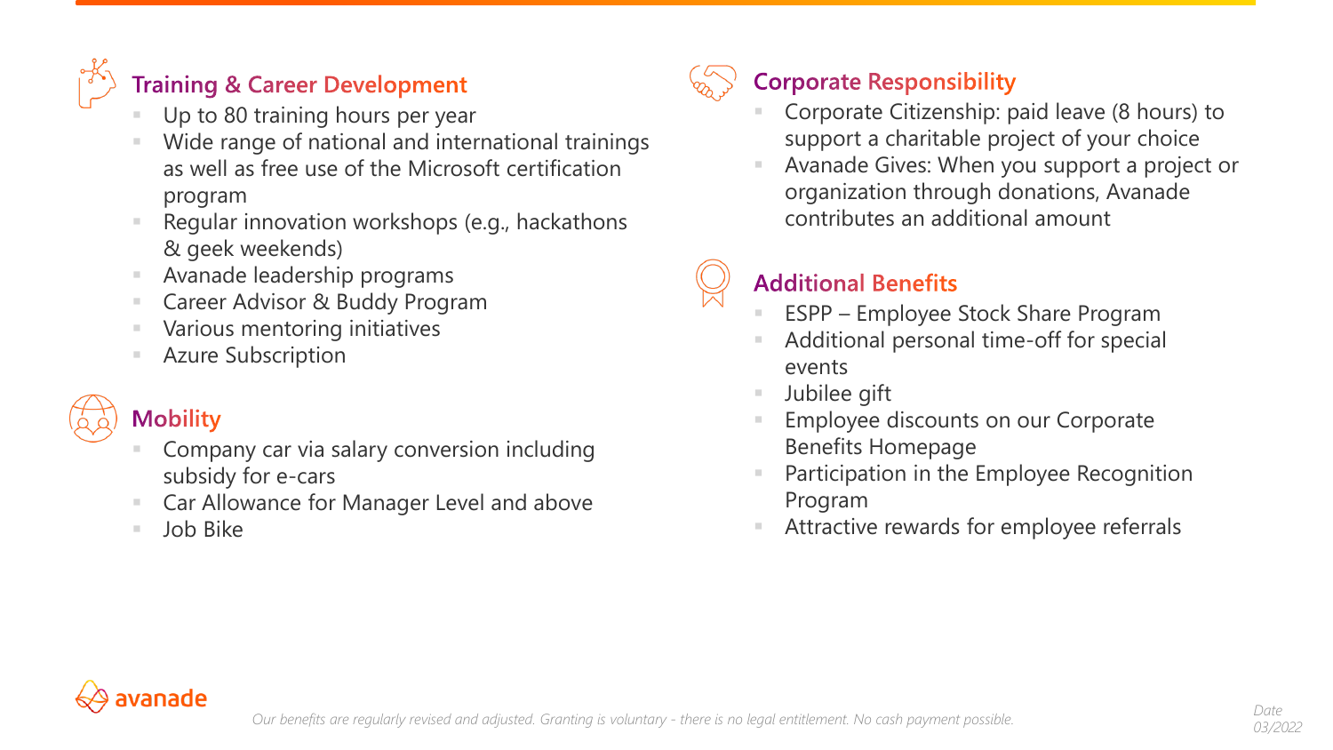## Training & Career Development

- Up to 80 training hours per year
- Wide range of national and international trainings as well as free use of the Microsoft certification program
- Regular innovation workshops (e.g., hackathons & geek weekends)
- Avanade leadership programs
- Career Advisor & Buddy Program
- Various mentoring initiatives
- Azure Subscription

## Mobility

- Company car via salary conversion including subsidy for e-cars
- Car Allowance for Manager Level and above
- Job Bike

## Corporate Responsibility

- Corporate Citizenship: paid leave (8 hours) to support a charitable project of your choice
- Avanade Gives: When you support a project or organization through donations, Avanade contributes an additional amount

## Additional Benefits

- ESPP – Employee Stock Share Program
- Additional personal time-off for special events
- Jubilee gift
- Employee discounts on our Corporate Benefits Homepage
- Participation in the Employee Recognition Program
- Attractive rewards for employee referrals

*Our benefits are regularly revised and adjusted. Granting is voluntary - there is no legal entitlement. No cash payment possible.*

*Date 03/2022*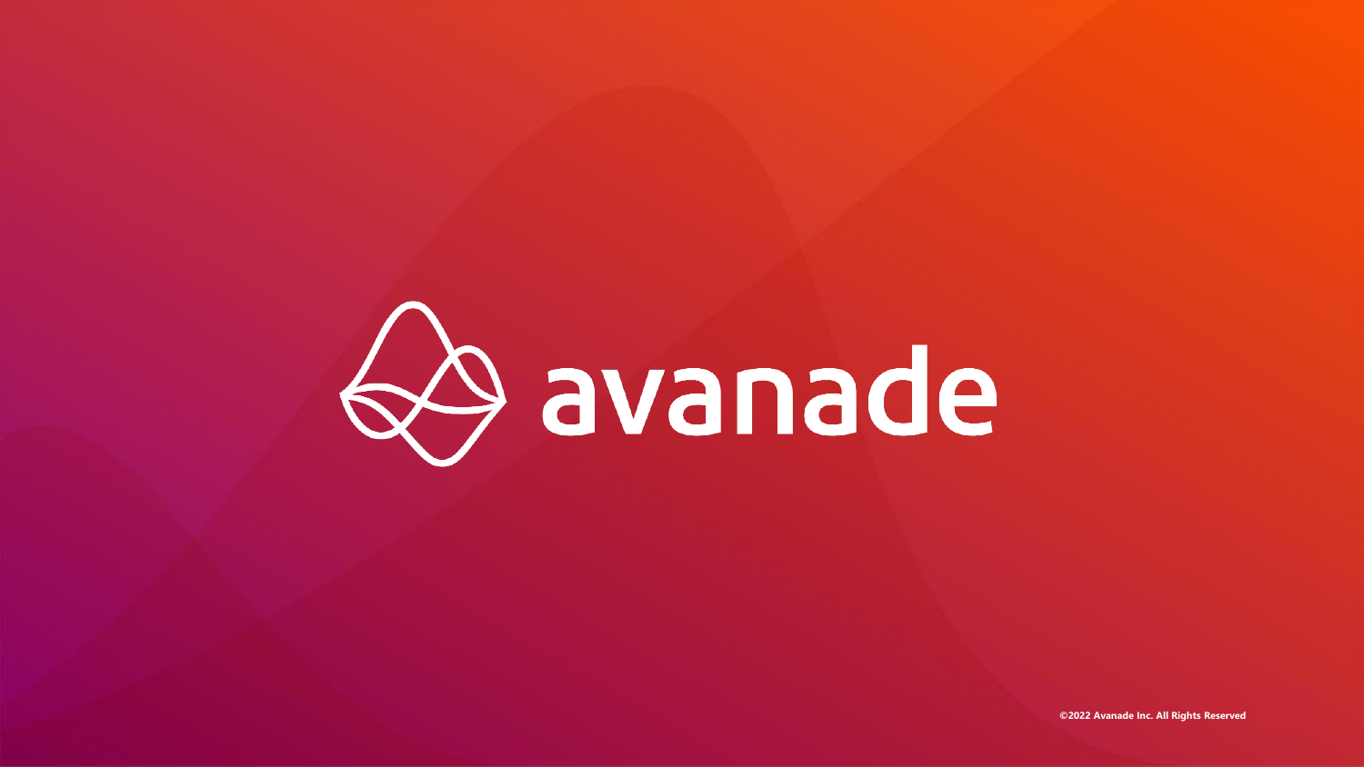avanade

©2022 Avanade Inc. All Rights Reserved